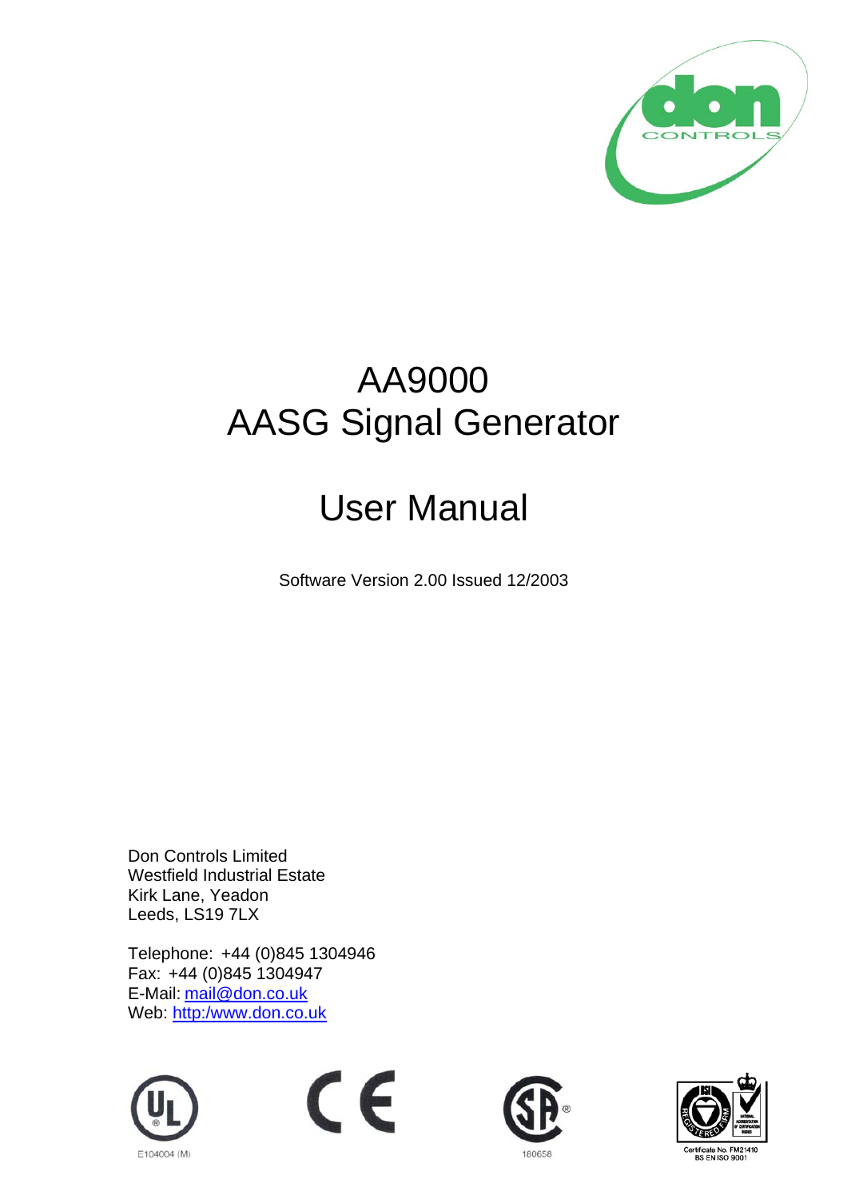# AA9000
# AASG Signal Generator

# User Manual

Software Version 2.00 Issued 12/2003

Don Controls Limited
Westfield Industrial Estate
Kirk Lane, Yeadon
Leeds, LS19 7LX

Telephone: +44 (0)845 1304946
Fax: +44 (0)845 1304947
E-Mail: mail@don.co.uk
Web: http:/www.don.co.uk

E104004 (M)

180658

Certificate No. FM21410
BS EN ISO 9001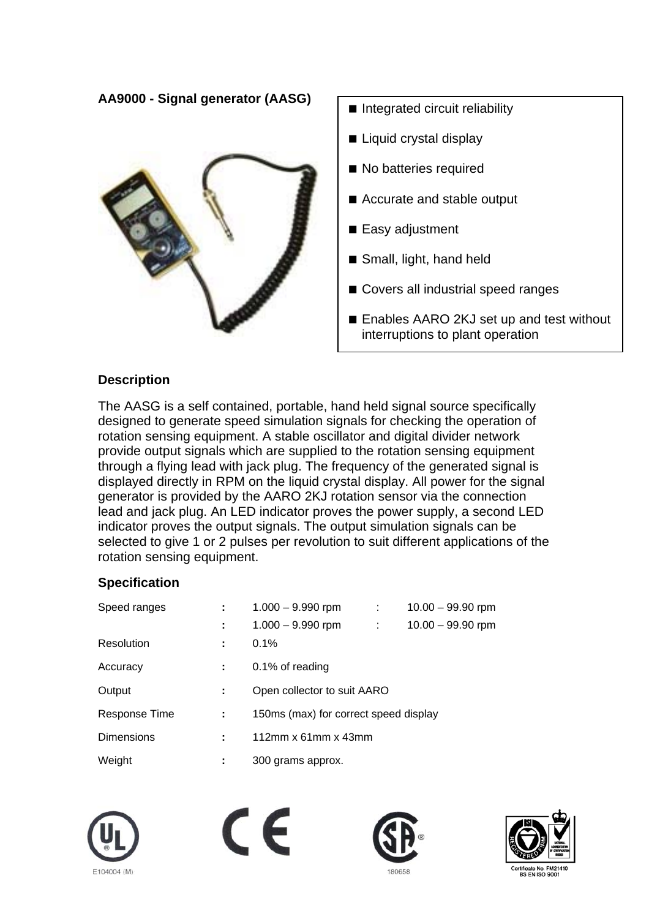## AA9000 - Signal generator (AASG)

- Integrated circuit reliability
- Liquid crystal display
- No batteries required
- Accurate and stable output
- Easy adjustment
- Small, light, hand held
- Covers all industrial speed ranges
- Enables AARO 2KJ set up and test without interruptions to plant operation

### Description

The AASG is a self contained, portable, hand held signal source specifically designed to generate speed simulation signals for checking the operation of rotation sensing equipment. A stable oscillator and digital divider network provide output signals which are supplied to the rotation sensing equipment through a flying lead with jack plug. The frequency of the generated signal is displayed directly in RPM on the liquid crystal display. All power for the signal generator is provided by the AARO 2KJ rotation sensor via the connection lead and jack plug. An LED indicator proves the power supply, a second LED indicator proves the output signals. The output simulation signals can be selected to give 1 or 2 pulses per revolution to suit different applications of the rotation sensing equipment.

### Specification

| | | | | |
|---|---|---|---|---|
| Speed ranges | : | 1.000 – 9.990 rpm | : | 10.00 – 99.90 rpm |
| | : | 1.000 – 9.990 rpm | : | 10.00 – 99.90 rpm |
| Resolution | : | 0.1% | | |
| Accuracy | : | 0.1% of reading | | |
| Output | : | Open collector to suit AARO | | |
| Response Time | : | 150ms (max) for correct speed display | | |
| Dimensions | : | 112mm x 61mm x 43mm | | |
| Weight | : | 300 grams approx. | | |

E104004 (M)

160658

Certificate No. FM21410
BS EN ISO 9001